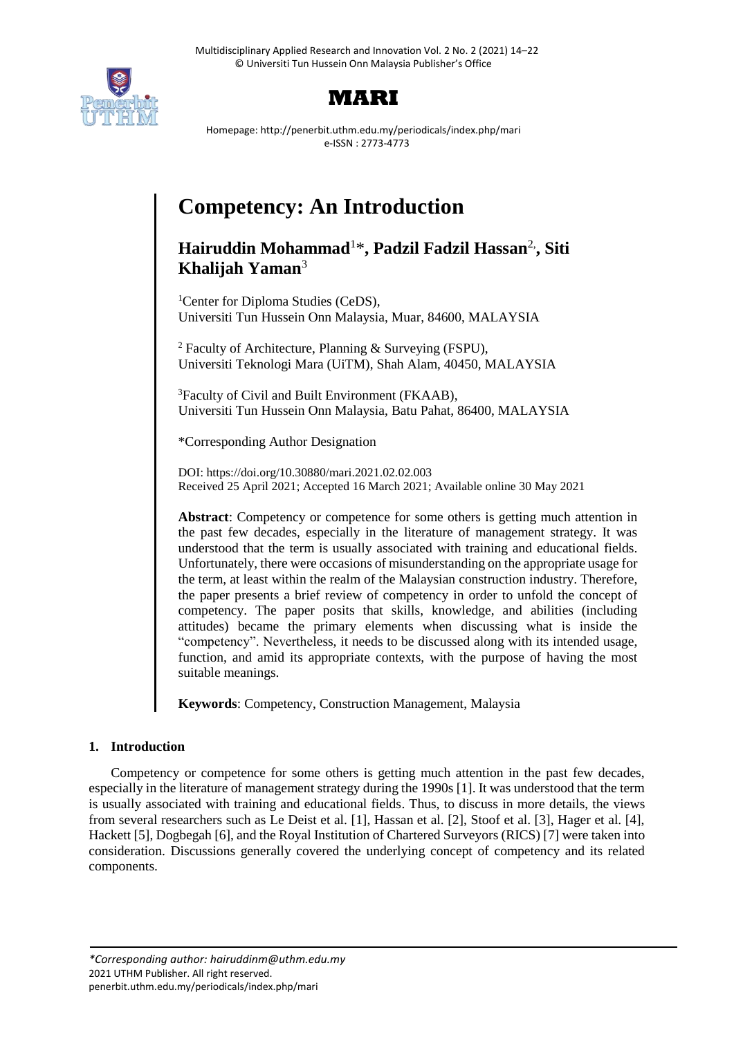# MARI

Homepage: http://penerbit.uthm.edu.my/periodicals/index.php/mari
e-ISSN : 2773-4773

# Competency: An Introduction

**Hairuddin Mohammad**[1]*, **Padzil Fadzil Hassan**[2], **Siti Khalijah Yaman**[3]

[1]Center for Diploma Studies (CeDS),
Universiti Tun Hussein Onn Malaysia, Muar, 84600, MALAYSIA

[2] Faculty of Architecture, Planning & Surveying (FSPU),
Universiti Teknologi Mara (UiTM), Shah Alam, 40450, MALAYSIA

[3]Faculty of Civil and Built Environment (FKAAB),
Universiti Tun Hussein Onn Malaysia, Batu Pahat, 86400, MALAYSIA

*Corresponding Author Designation

DOI: https://doi.org/10.30880/mari.2021.02.02.003
Received 25 April 2021; Accepted 16 March 2021; Available online 30 May 2021

**Abstract**: Competency or competence for some others is getting much attention in the past few decades, especially in the literature of management strategy. It was understood that the term is usually associated with training and educational fields. Unfortunately, there were occasions of misunderstanding on the appropriate usage for the term, at least within the realm of the Malaysian construction industry. Therefore, the paper presents a brief review of competency in order to unfold the concept of competency. The paper posits that skills, knowledge, and abilities (including attitudes) became the primary elements when discussing what is inside the "competency". Nevertheless, it needs to be discussed along with its intended usage, function, and amid its appropriate contexts, with the purpose of having the most suitable meanings.

**Keywords**: Competency, Construction Management, Malaysia

## 1. Introduction

Competency or competence for some others is getting much attention in the past few decades, especially in the literature of management strategy during the 1990s [1]. It was understood that the term is usually associated with training and educational fields. Thus, to discuss in more details, the views from several researchers such as Le Deist et al. [1], Hassan et al. [2], Stoof et al. [3], Hager et al. [4], Hackett [5], Dogbegah [6], and the Royal Institution of Chartered Surveyors (RICS) [7] were taken into consideration. Discussions generally covered the underlying concept of competency and its related components.

*\*Corresponding author: hairuddinm@uthm.edu.my*
2021 UTHM Publisher. All right reserved.
penerbit.uthm.edu.my/periodicals/index.php/mari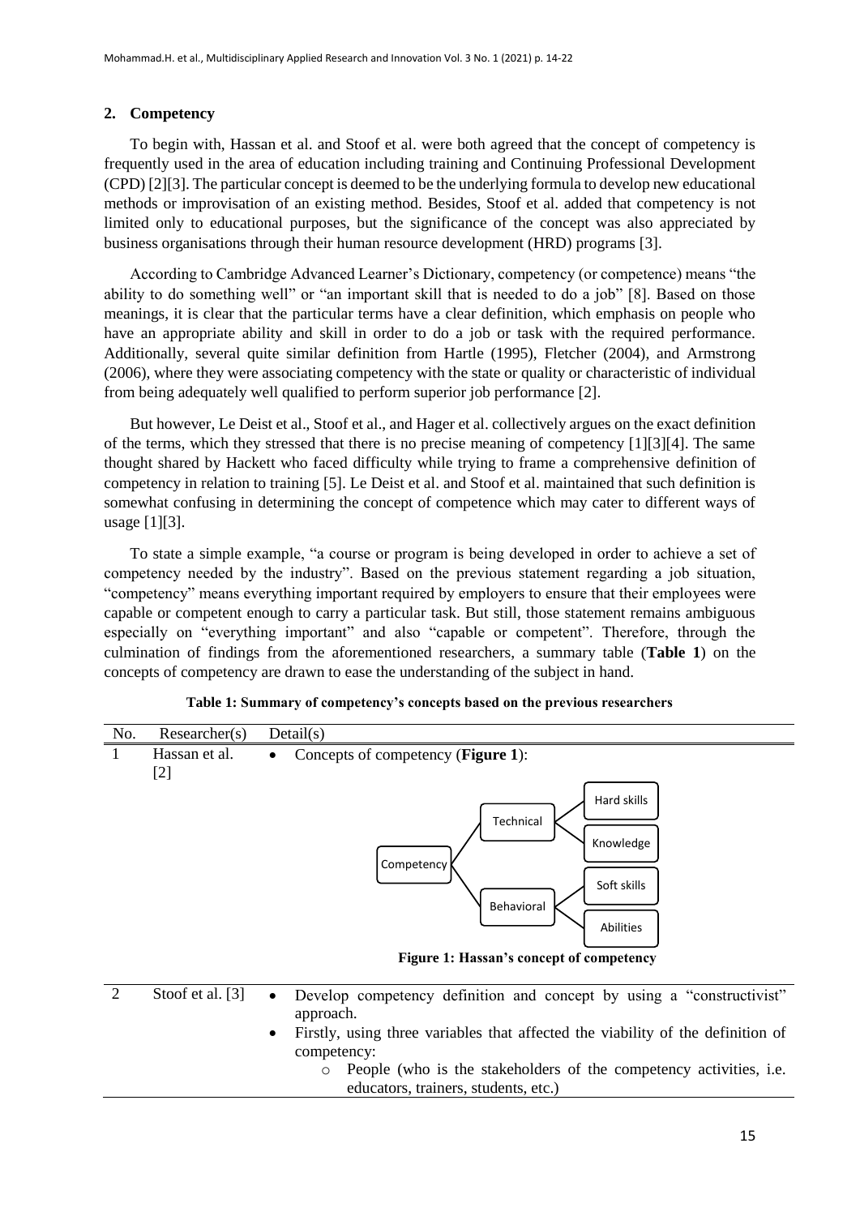## 2. Competency

To begin with, Hassan et al. and Stoof et al. were both agreed that the concept of competency is frequently used in the area of education including training and Continuing Professional Development (CPD) [2][3]. The particular concept is deemed to be the underlying formula to develop new educational methods or improvisation of an existing method. Besides, Stoof et al. added that competency is not limited only to educational purposes, but the significance of the concept was also appreciated by business organisations through their human resource development (HRD) programs [3].

According to Cambridge Advanced Learner's Dictionary, competency (or competence) means "the ability to do something well" or "an important skill that is needed to do a job" [8]. Based on those meanings, it is clear that the particular terms have a clear definition, which emphasis on people who have an appropriate ability and skill in order to do a job or task with the required performance. Additionally, several quite similar definition from Hartle (1995), Fletcher (2004), and Armstrong (2006), where they were associating competency with the state or quality or characteristic of individual from being adequately well qualified to perform superior job performance [2].

But however, Le Deist et al., Stoof et al., and Hager et al. collectively argues on the exact definition of the terms, which they stressed that there is no precise meaning of competency [1][3][4]. The same thought shared by Hackett who faced difficulty while trying to frame a comprehensive definition of competency in relation to training [5]. Le Deist et al. and Stoof et al. maintained that such definition is somewhat confusing in determining the concept of competence which may cater to different ways of usage [1][3].

To state a simple example, "a course or program is being developed in order to achieve a set of competency needed by the industry". Based on the previous statement regarding a job situation, "competency" means everything important required by employers to ensure that their employees were capable or competent enough to carry a particular task. But still, those statement remains ambiguous especially on "everything important" and also "capable or competent". Therefore, through the culmination of findings from the aforementioned researchers, a summary table (**Table 1**) on the concepts of competency are drawn to ease the understanding of the subject in hand.

**Table 1: Summary of competency's concepts based on the previous researchers**

| No. | Researcher(s) | Detail(s) |
|---|---|---|
| 1 | Hassan et al. [2] | • Concepts of competency (**Figure 1**):<br>Competency → Technical (Hard skills, Knowledge); Behavioral (Soft skills, Abilities)<br>**Figure 1: Hassan's concept of competency** |
| 2 | Stoof et al. [3] | • Develop competency definition and concept by using a "constructivist" approach.<br>• Firstly, using three variables that affected the viability of the definition of competency:<br>○ People (who is the stakeholders of the competency activities, i.e. educators, trainers, students, etc.) |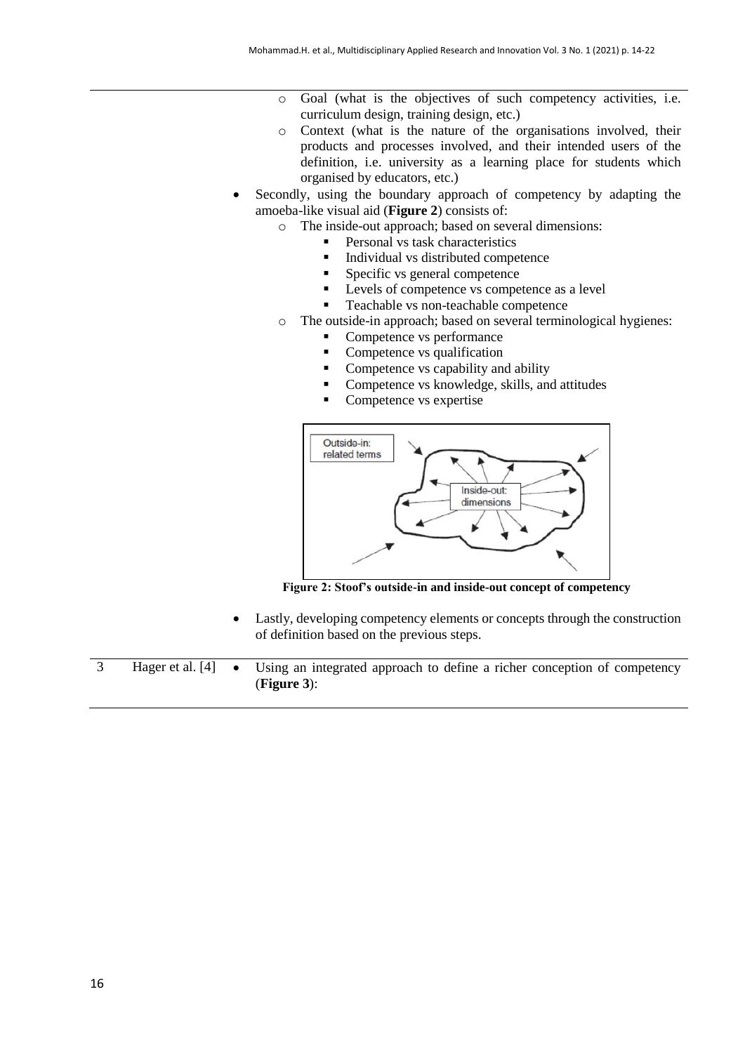|   |   |   |
|---|---|---|
|   |   | o Goal (what is the objectives of such competency activities, i.e. curriculum design, training design, etc.)<br>o Context (what is the nature of the organisations involved, their products and processes involved, and their intended users of the definition, i.e. university as a learning place for students which organised by educators, etc.)<br>• Secondly, using the boundary approach of competency by adapting the amoeba-like visual aid (**Figure 2**) consists of:<br>o The inside-out approach; based on several dimensions:<br>▪ Personal vs task characteristics<br>▪ Individual vs distributed competence<br>▪ Specific vs general competence<br>▪ Levels of competence vs competence as a level<br>▪ Teachable vs non-teachable competence<br>o The outside-in approach; based on several terminological hygienes:<br>▪ Competence vs performance<br>▪ Competence vs qualification<br>▪ Competence vs capability and ability<br>▪ Competence vs knowledge, skills, and attitudes<br>▪ Competence vs expertise<br><br>**Figure 2: Stoof's outside-in and inside-out concept of competency**<br><br>• Lastly, developing competency elements or concepts through the construction of definition based on the previous steps. |
| 3 | Hager et al. [4] | • Using an integrated approach to define a richer conception of competency (**Figure 3**): |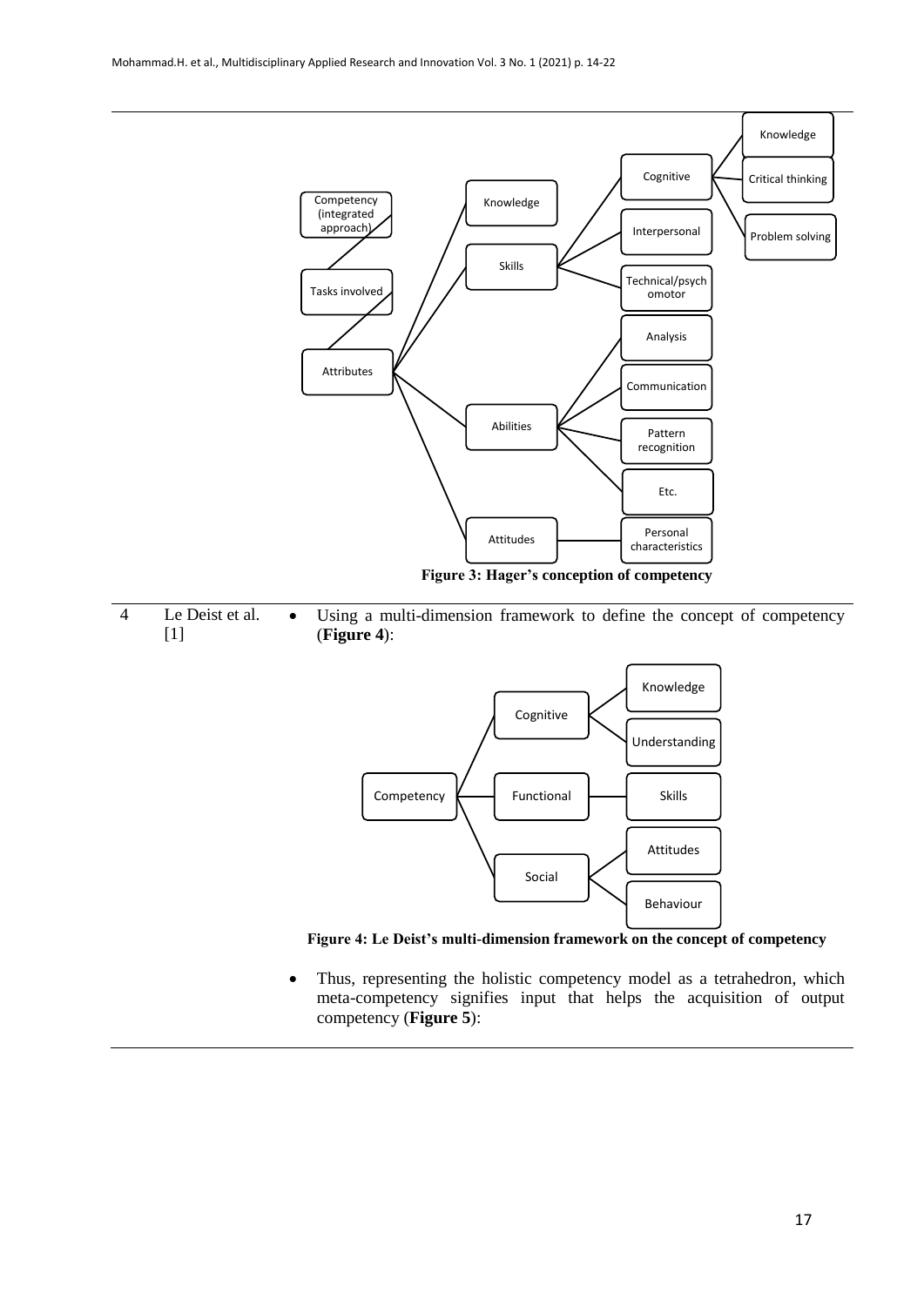Figure 3: Hager's conception of competency

| 4 | Le Deist et al. [1] | • Using a multi-dimension framework to define the concept of competency (**Figure 4**): |
|---|---|---|

Figure 4: Le Deist's multi-dimension framework on the concept of competency

- Thus, representing the holistic competency model as a tetrahedron, which meta-competency signifies input that helps the acquisition of output competency (**Figure 5**):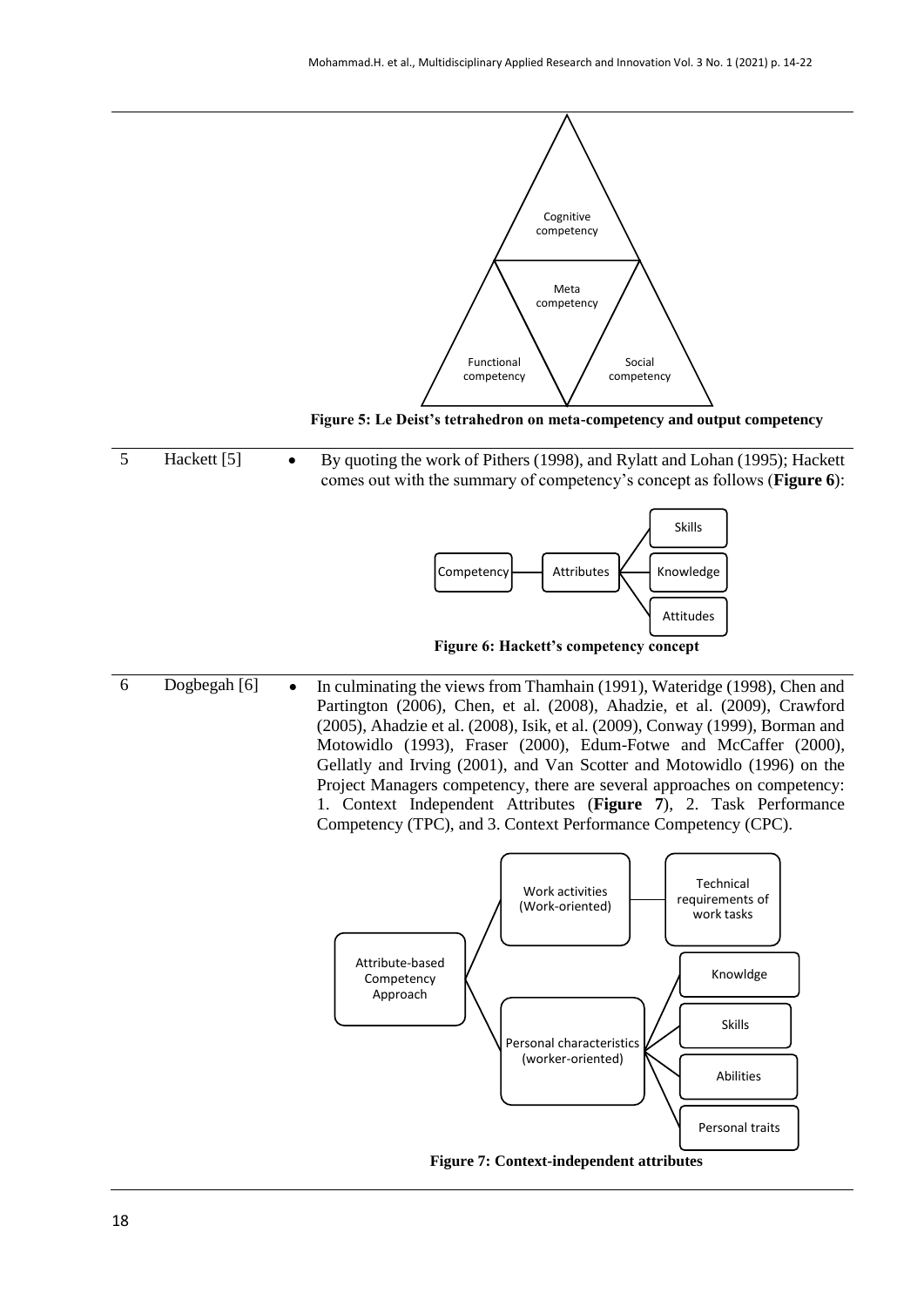Cognitive competency

Meta competency

Functional competency

Social competency

**Figure 5: Le Deist's tetrahedron on meta-competency and output competency**

| | | |
|---|---|---|
| 5 | Hackett [5] | • By quoting the work of Pithers (1998), and Rylatt and Lohan (1995); Hackett comes out with the summary of competency's concept as follows (**Figure 6**): |

Competency — Attributes — Skills / Knowledge / Attitudes

**Figure 6: Hackett's competency concept**

| | | |
|---|---|---|
| 6 | Dogbegah [6] | • In culminating the views from Thamhain (1991), Wateridge (1998), Chen and Partington (2006), Chen, et al. (2008), Ahadzie, et al. (2009), Crawford (2005), Ahadzie et al. (2008), Isik, et al. (2009), Conway (1999), Borman and Motowidlo (1993), Fraser (2000), Edum-Fotwe and McCaffer (2000), Gellatly and Irving (2001), and Van Scotter and Motowidlo (1996) on the Project Managers competency, there are several approaches on competency: 1. Context Independent Attributes (**Figure 7**), 2. Task Performance Competency (TPC), and 3. Context Performance Competency (CPC). |

Attribute-based Competency Approach

- Work activities (Work-oriented) — Technical requirements of work tasks
- Personal characteristics (worker-oriented) — Knowldge / Skills / Abilities / Personal traits

**Figure 7: Context-independent attributes**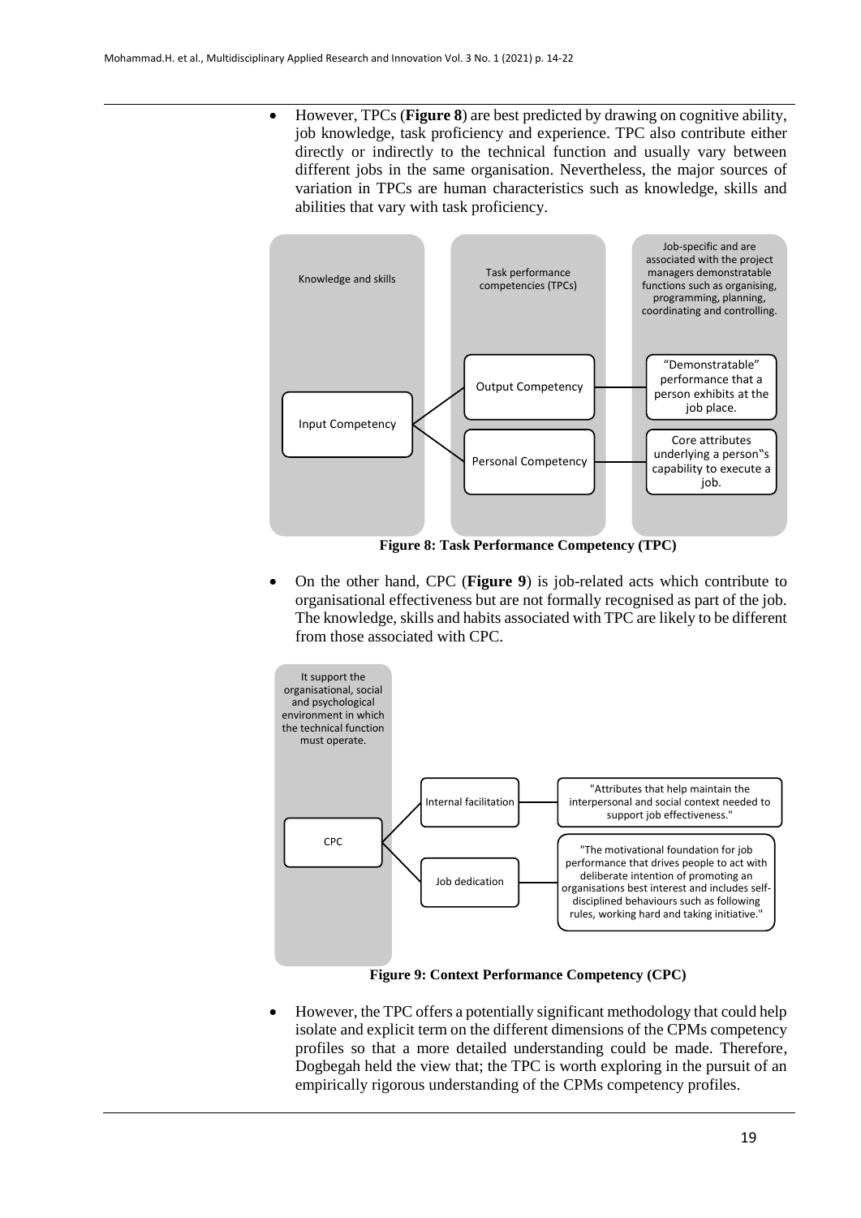- However, TPCs (**Figure 8**) are best predicted by drawing on cognitive ability, job knowledge, task proficiency and experience. TPC also contribute either directly or indirectly to the technical function and usually vary between different jobs in the same organisation. Nevertheless, the major sources of variation in TPCs are human characteristics such as knowledge, skills and abilities that vary with task proficiency.

Knowledge and skills

Task performance competencies (TPCs)

Job-specific and are associated with the project managers demonstratable functions such as organising, programming, planning, coordinating and controlling.

Input Competency

Output Competency

Personal Competency

"Demonstratable" performance that a person exhibits at the job place.

Core attributes underlying a person"s capability to execute a job.

**Figure 8: Task Performance Competency (TPC)**

- On the other hand, CPC (**Figure 9**) is job-related acts which contribute to organisational effectiveness but are not formally recognised as part of the job. The knowledge, skills and habits associated with TPC are likely to be different from those associated with CPC.

It support the organisational, social and psychological environment in which the technical function must operate.

CPC

Internal facilitation

Job dedication

"Attributes that help maintain the interpersonal and social context needed to support job effectiveness."

"The motivational foundation for job performance that drives people to act with deliberate intention of promoting an organisations best interest and includes self-disciplined behaviours such as following rules, working hard and taking initiative."

**Figure 9: Context Performance Competency (CPC)**

- However, the TPC offers a potentially significant methodology that could help isolate and explicit term on the different dimensions of the CPMs competency profiles so that a more detailed understanding could be made. Therefore, Dogbegah held the view that; the TPC is worth exploring in the pursuit of an empirically rigorous understanding of the CPMs competency profiles.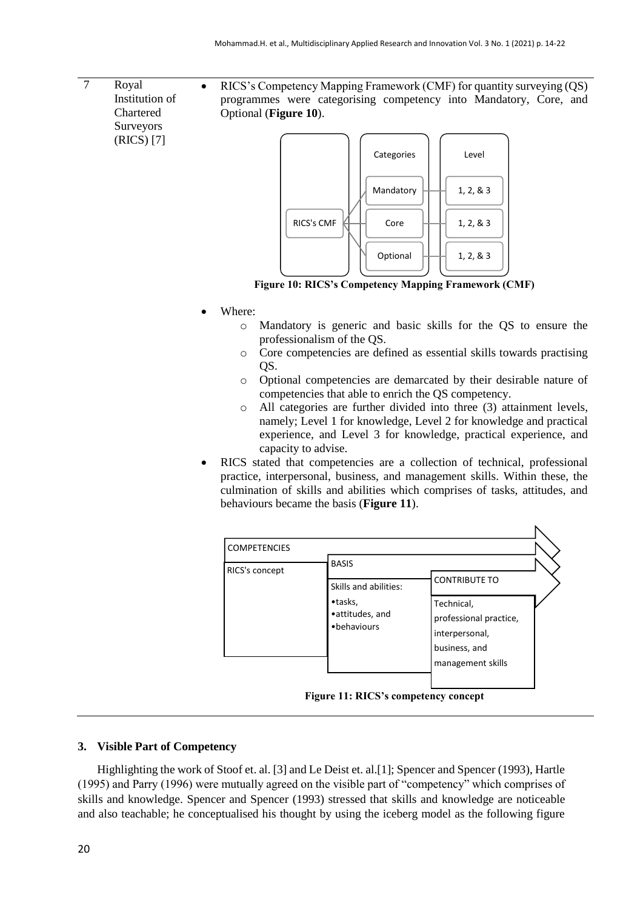| 7 | Royal Institution of Chartered Surveyors (RICS) [7] | • RICS's Competency Mapping Framework (CMF) for quantity surveying (QS) programmes were categorising competency into Mandatory, Core, and Optional (**Figure 10**). |
|---|---|---|

RICS's CMF → Categories: Mandatory (Level 1, 2, & 3); Core (Level 1, 2, & 3); Optional (Level 1, 2, & 3)

**Figure 10: RICS's Competency Mapping Framework (CMF)**

- Where:
    - Mandatory is generic and basic skills for the QS to ensure the professionalism of the QS.
    - Core competencies are defined as essential skills towards practising QS.
    - Optional competencies are demarcated by their desirable nature of competencies that able to enrich the QS competency.
    - All categories are further divided into three (3) attainment levels, namely; Level 1 for knowledge, Level 2 for knowledge and practical experience, and Level 3 for knowledge, practical experience, and capacity to advise.
- RICS stated that competencies are a collection of technical, professional practice, interpersonal, business, and management skills. Within these, the culmination of skills and abilities which comprises of tasks, attitudes, and behaviours became the basis (**Figure 11**).

COMPETENCIES: RICS's concept → BASIS: Skills and abilities: •tasks, •attitudes, and •behaviours → CONTRIBUTE TO: Technical, professional practice, interpersonal, business, and management skills

**Figure 11: RICS's competency concept**

## 3. Visible Part of Competency

Highlighting the work of Stoof et. al. [3] and Le Deist et. al.[1]; Spencer and Spencer (1993), Hartle (1995) and Parry (1996) were mutually agreed on the visible part of "competency" which comprises of skills and knowledge. Spencer and Spencer (1993) stressed that skills and knowledge are noticeable and also teachable; he conceptualised his thought by using the iceberg model as the following figure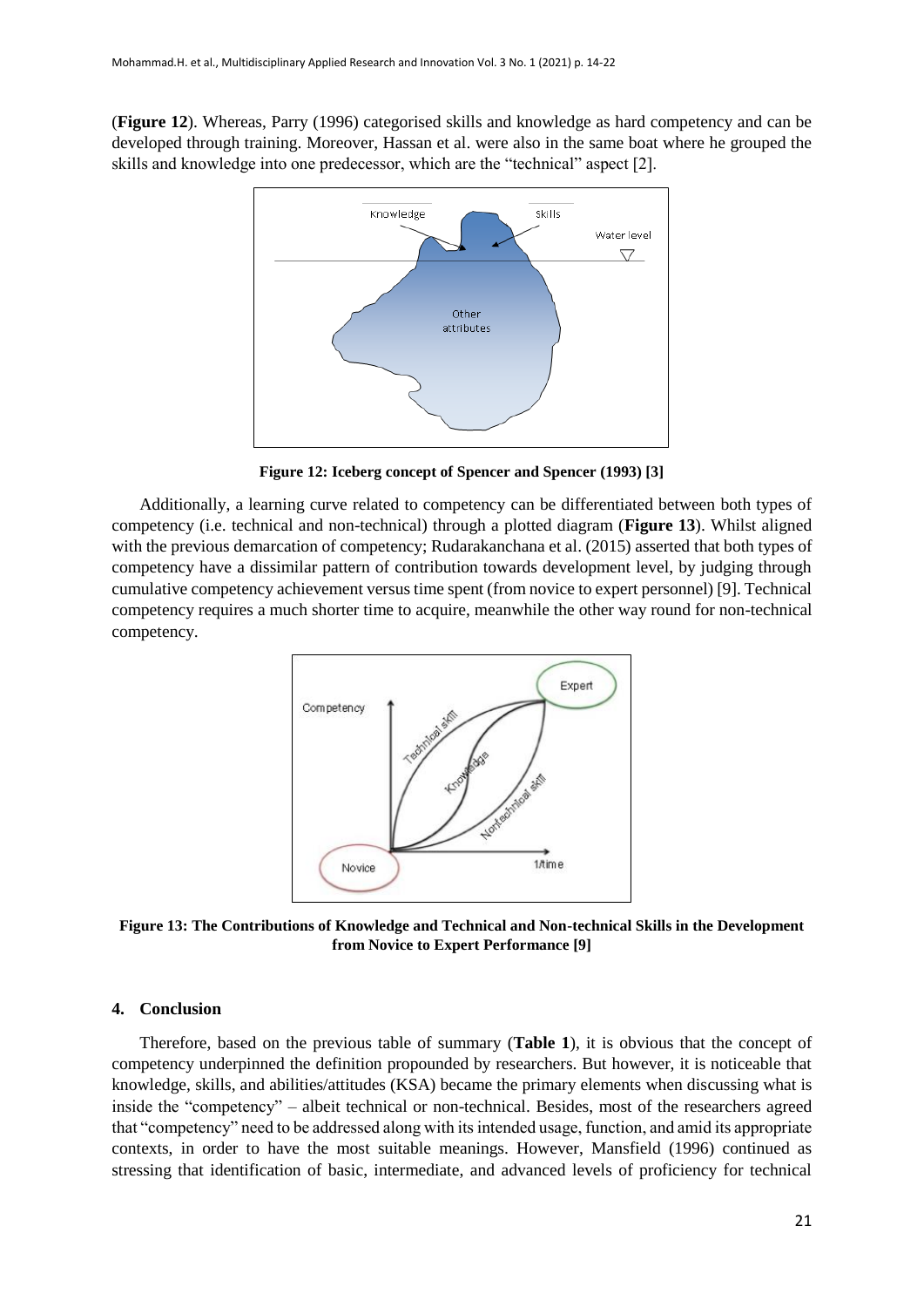(**Figure 12**). Whereas, Parry (1996) categorised skills and knowledge as hard competency and can be developed through training. Moreover, Hassan et al. were also in the same boat where he grouped the skills and knowledge into one predecessor, which are the "technical" aspect [2].

**Figure 12: Iceberg concept of Spencer and Spencer (1993) [3]**

Additionally, a learning curve related to competency can be differentiated between both types of competency (i.e. technical and non-technical) through a plotted diagram (**Figure 13**). Whilst aligned with the previous demarcation of competency; Rudarakanchana et al. (2015) asserted that both types of competency have a dissimilar pattern of contribution towards development level, by judging through cumulative competency achievement versus time spent (from novice to expert personnel) [9]. Technical competency requires a much shorter time to acquire, meanwhile the other way round for non-technical competency.

**Figure 13: The Contributions of Knowledge and Technical and Non-technical Skills in the Development from Novice to Expert Performance [9]**

## 4. Conclusion

Therefore, based on the previous table of summary (**Table 1**), it is obvious that the concept of competency underpinned the definition propounded by researchers. But however, it is noticeable that knowledge, skills, and abilities/attitudes (KSA) became the primary elements when discussing what is inside the "competency" – albeit technical or non-technical. Besides, most of the researchers agreed that "competency" need to be addressed along with its intended usage, function, and amid its appropriate contexts, in order to have the most suitable meanings. However, Mansfield (1996) continued as stressing that identification of basic, intermediate, and advanced levels of proficiency for technical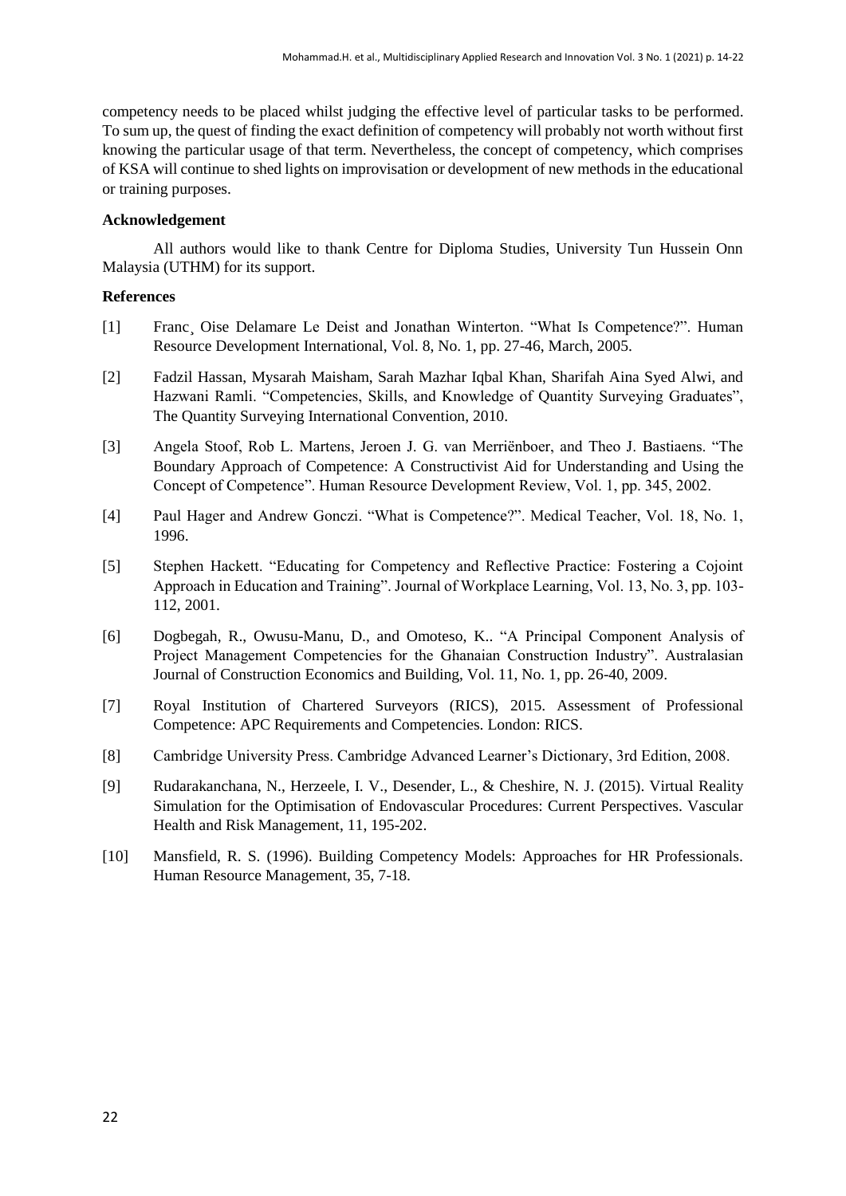competency needs to be placed whilst judging the effective level of particular tasks to be performed. To sum up, the quest of finding the exact definition of competency will probably not worth without first knowing the particular usage of that term. Nevertheless, the concept of competency, which comprises of KSA will continue to shed lights on improvisation or development of new methods in the educational or training purposes.

## Acknowledgement

All authors would like to thank Centre for Diploma Studies, University Tun Hussein Onn Malaysia (UTHM) for its support.

## References

[1] Franc¸ Oise Delamare Le Deist and Jonathan Winterton. “What Is Competence?”. Human Resource Development International, Vol. 8, No. 1, pp. 27-46, March, 2005.

[2] Fadzil Hassan, Mysarah Maisham, Sarah Mazhar Iqbal Khan, Sharifah Aina Syed Alwi, and Hazwani Ramli. “Competencies, Skills, and Knowledge of Quantity Surveying Graduates”, The Quantity Surveying International Convention, 2010.

[3] Angela Stoof, Rob L. Martens, Jeroen J. G. van Merriënboer, and Theo J. Bastiaens. “The Boundary Approach of Competence: A Constructivist Aid for Understanding and Using the Concept of Competence”. Human Resource Development Review, Vol. 1, pp. 345, 2002.

[4] Paul Hager and Andrew Gonczi. “What is Competence?”. Medical Teacher, Vol. 18, No. 1, 1996.

[5] Stephen Hackett. “Educating for Competency and Reflective Practice: Fostering a Cojoint Approach in Education and Training”. Journal of Workplace Learning, Vol. 13, No. 3, pp. 103-112, 2001.

[6] Dogbegah, R., Owusu-Manu, D., and Omoteso, K.. “A Principal Component Analysis of Project Management Competencies for the Ghanaian Construction Industry”. Australasian Journal of Construction Economics and Building, Vol. 11, No. 1, pp. 26-40, 2009.

[7] Royal Institution of Chartered Surveyors (RICS), 2015. Assessment of Professional Competence: APC Requirements and Competencies. London: RICS.

[8] Cambridge University Press. Cambridge Advanced Learner’s Dictionary, 3rd Edition, 2008.

[9] Rudarakanchana, N., Herzeele, I. V., Desender, L., & Cheshire, N. J. (2015). Virtual Reality Simulation for the Optimisation of Endovascular Procedures: Current Perspectives. Vascular Health and Risk Management, 11, 195-202.

[10] Mansfield, R. S. (1996). Building Competency Models: Approaches for HR Professionals. Human Resource Management, 35, 7-18.